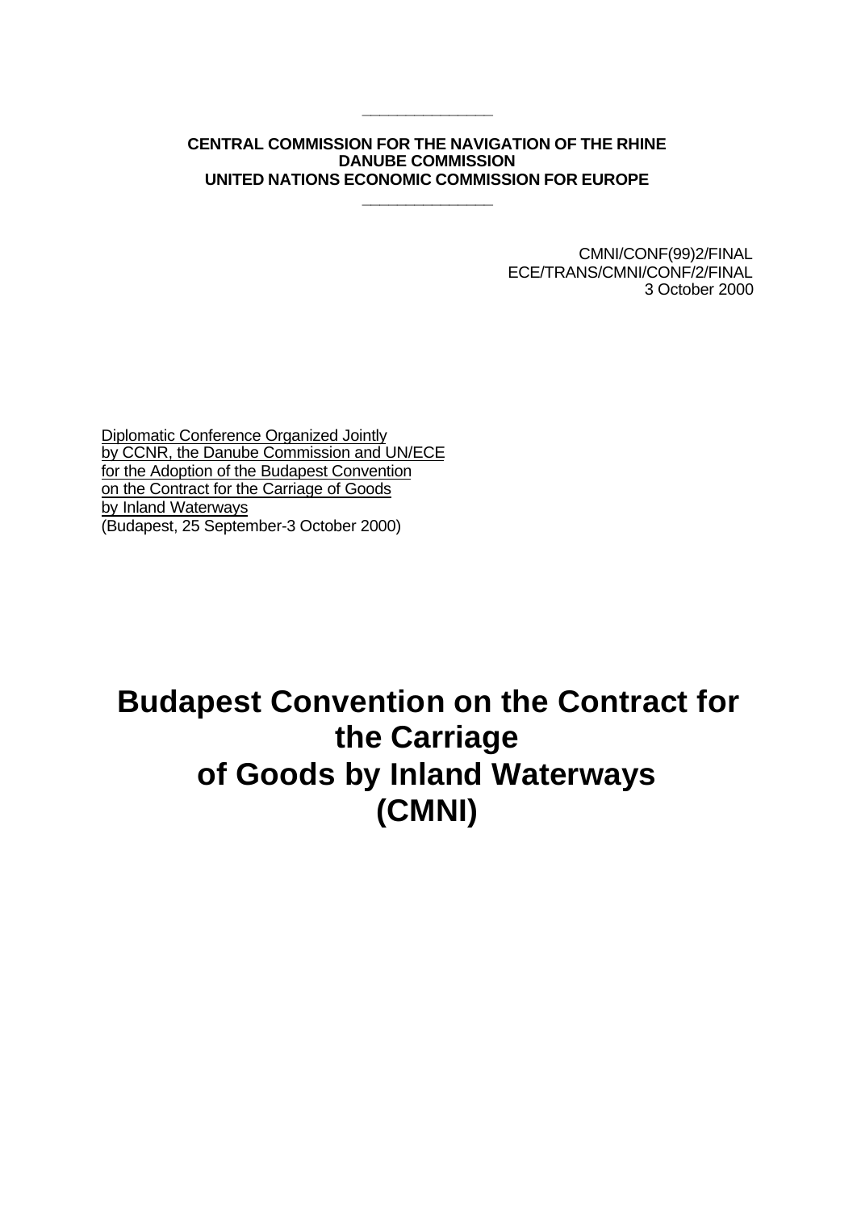**CENTRAL COMMISSION FOR THE NAVIGATION OF THE RHINE**
**DANUBE COMMISSION**
**UNITED NATIONS ECONOMIC COMMISSION FOR EUROPE**

CMNI/CONF(99)2/FINAL
ECE/TRANS/CMNI/CONF/2/FINAL
3 October 2000

Diplomatic Conference Organized Jointly by CCNR, the Danube Commission and UN/ECE for the Adoption of the Budapest Convention on the Contract for the Carriage of Goods by Inland Waterways
(Budapest, 25 September-3 October 2000)

# Budapest Convention on the Contract for the Carriage of Goods by Inland Waterways (CMNI)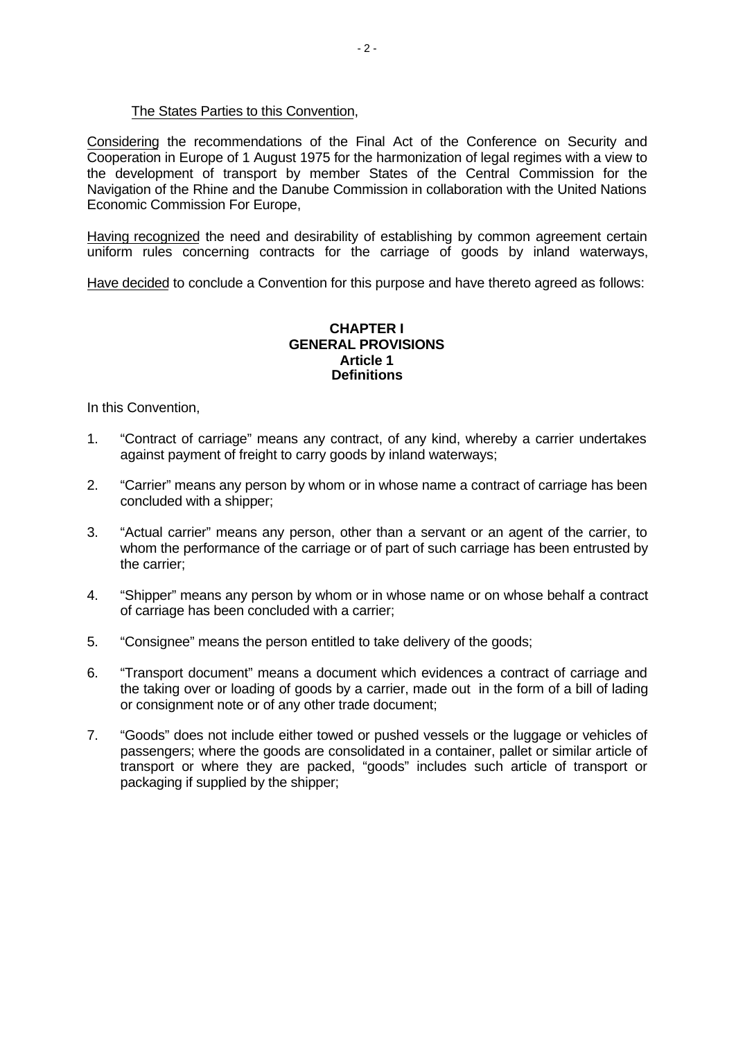The States Parties to this Convention,

Considering the recommendations of the Final Act of the Conference on Security and Cooperation in Europe of 1 August 1975 for the harmonization of legal regimes with a view to the development of transport by member States of the Central Commission for the Navigation of the Rhine and the Danube Commission in collaboration with the United Nations Economic Commission For Europe,

Having recognized the need and desirability of establishing by common agreement certain uniform rules concerning contracts for the carriage of goods by inland waterways,

Have decided to conclude a Convention for this purpose and have thereto agreed as follows:

## CHAPTER I
## GENERAL PROVISIONS
### Article 1
### Definitions

In this Convention,

1. “Contract of carriage” means any contract, of any kind, whereby a carrier undertakes against payment of freight to carry goods by inland waterways;

2. “Carrier” means any person by whom or in whose name a contract of carriage has been concluded with a shipper;

3. “Actual carrier” means any person, other than a servant or an agent of the carrier, to whom the performance of the carriage or of part of such carriage has been entrusted by the carrier;

4. “Shipper” means any person by whom or in whose name or on whose behalf a contract of carriage has been concluded with a carrier;

5. “Consignee” means the person entitled to take delivery of the goods;

6. “Transport document” means a document which evidences a contract of carriage and the taking over or loading of goods by a carrier, made out in the form of a bill of lading or consignment note or of any other trade document;

7. “Goods” does not include either towed or pushed vessels or the luggage or vehicles of passengers; where the goods are consolidated in a container, pallet or similar article of transport or where they are packed, “goods” includes such article of transport or packaging if supplied by the shipper;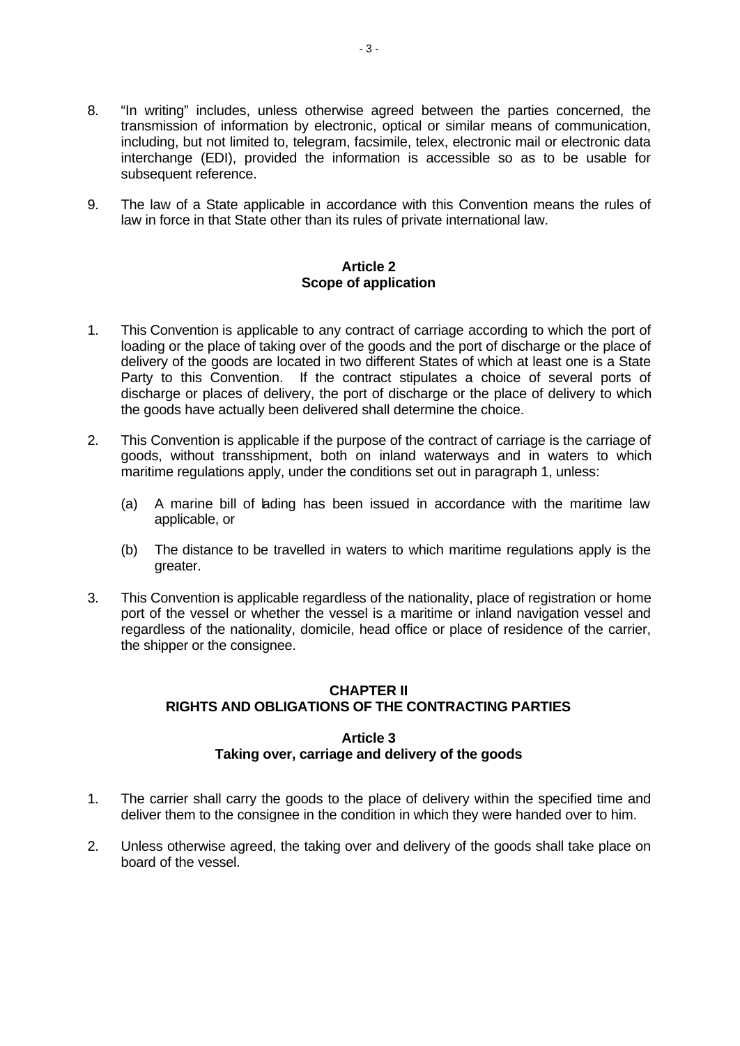8. “In writing” includes, unless otherwise agreed between the parties concerned, the transmission of information by electronic, optical or similar means of communication, including, but not limited to, telegram, facsimile, telex, electronic mail or electronic data interchange (EDI), provided the information is accessible so as to be usable for subsequent reference.

9. The law of a State applicable in accordance with this Convention means the rules of law in force in that State other than its rules of private international law.

### Article 2
### Scope of application

1. This Convention is applicable to any contract of carriage according to which the port of loading or the place of taking over of the goods and the port of discharge or the place of delivery of the goods are located in two different States of which at least one is a State Party to this Convention. If the contract stipulates a choice of several ports of discharge or places of delivery, the port of discharge or the place of delivery to which the goods have actually been delivered shall determine the choice.

2. This Convention is applicable if the purpose of the contract of carriage is the carriage of goods, without transshipment, both on inland waterways and in waters to which maritime regulations apply, under the conditions set out in paragraph 1, unless:

   (a) A marine bill of lading has been issued in accordance with the maritime law applicable, or

   (b) The distance to be travelled in waters to which maritime regulations apply is the greater.

3. This Convention is applicable regardless of the nationality, place of registration or home port of the vessel or whether the vessel is a maritime or inland navigation vessel and regardless of the nationality, domicile, head office or place of residence of the carrier, the shipper or the consignee.

## CHAPTER II
## RIGHTS AND OBLIGATIONS OF THE CONTRACTING PARTIES

### Article 3
### Taking over, carriage and delivery of the goods

1. The carrier shall carry the goods to the place of delivery within the specified time and deliver them to the consignee in the condition in which they were handed over to him.

2. Unless otherwise agreed, the taking over and delivery of the goods shall take place on board of the vessel.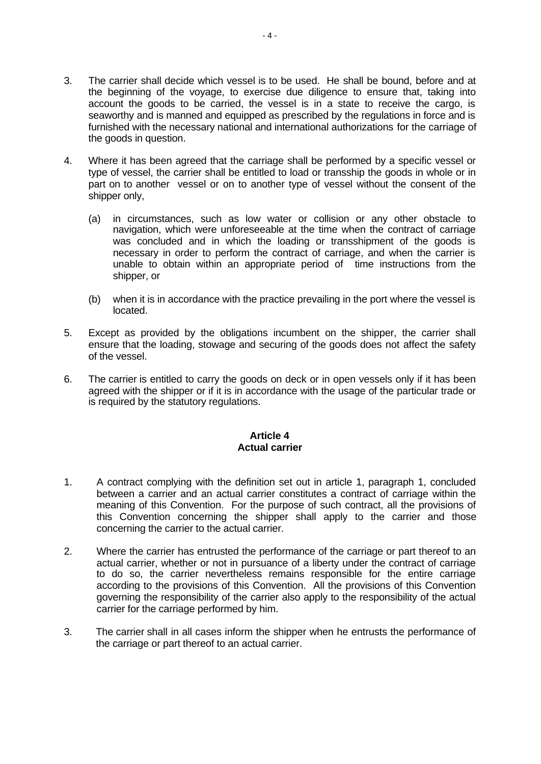3. The carrier shall decide which vessel is to be used. He shall be bound, before and at the beginning of the voyage, to exercise due diligence to ensure that, taking into account the goods to be carried, the vessel is in a state to receive the cargo, is seaworthy and is manned and equipped as prescribed by the regulations in force and is furnished with the necessary national and international authorizations for the carriage of the goods in question.

4. Where it has been agreed that the carriage shall be performed by a specific vessel or type of vessel, the carrier shall be entitled to load or transship the goods in whole or in part on to another vessel or on to another type of vessel without the consent of the shipper only,

   (a) in circumstances, such as low water or collision or any other obstacle to navigation, which were unforeseeable at the time when the contract of carriage was concluded and in which the loading or transshipment of the goods is necessary in order to perform the contract of carriage, and when the carrier is unable to obtain within an appropriate period of time instructions from the shipper, or

   (b) when it is in accordance with the practice prevailing in the port where the vessel is located.

5. Except as provided by the obligations incumbent on the shipper, the carrier shall ensure that the loading, stowage and securing of the goods does not affect the safety of the vessel.

6. The carrier is entitled to carry the goods on deck or in open vessels only if it has been agreed with the shipper or if it is in accordance with the usage of the particular trade or is required by the statutory regulations.

**Article 4**
**Actual carrier**

1. A contract complying with the definition set out in article 1, paragraph 1, concluded between a carrier and an actual carrier constitutes a contract of carriage within the meaning of this Convention. For the purpose of such contract, all the provisions of this Convention concerning the shipper shall apply to the carrier and those concerning the carrier to the actual carrier.

2. Where the carrier has entrusted the performance of the carriage or part thereof to an actual carrier, whether or not in pursuance of a liberty under the contract of carriage to do so, the carrier nevertheless remains responsible for the entire carriage according to the provisions of this Convention. All the provisions of this Convention governing the responsibility of the carrier also apply to the responsibility of the actual carrier for the carriage performed by him.

3. The carrier shall in all cases inform the shipper when he entrusts the performance of the carriage or part thereof to an actual carrier.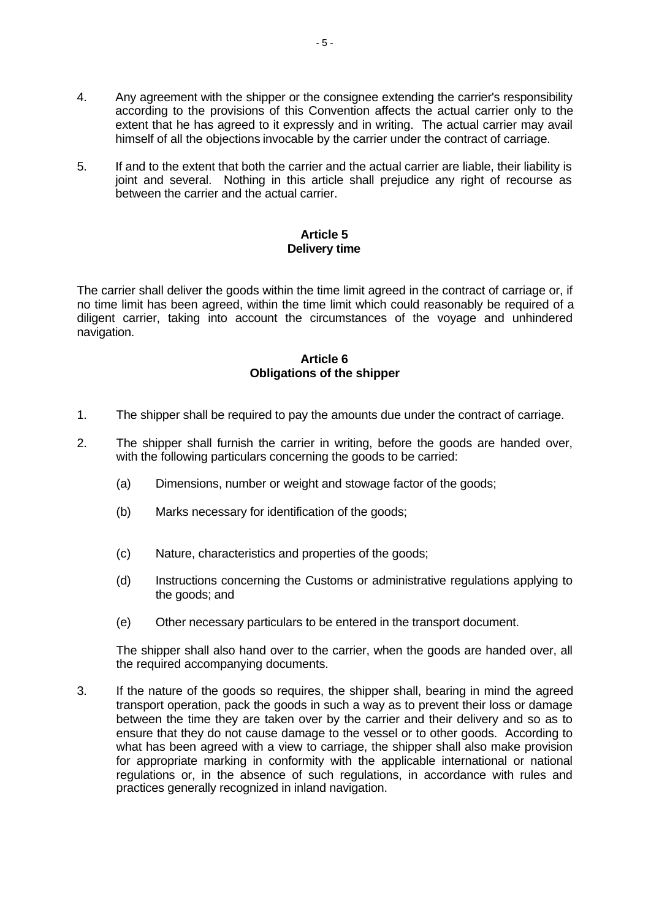4. Any agreement with the shipper or the consignee extending the carrier's responsibility according to the provisions of this Convention affects the actual carrier only to the extent that he has agreed to it expressly and in writing. The actual carrier may avail himself of all the objections invocable by the carrier under the contract of carriage.

5. If and to the extent that both the carrier and the actual carrier are liable, their liability is joint and several. Nothing in this article shall prejudice any right of recourse as between the carrier and the actual carrier.

**Article 5**
**Delivery time**

The carrier shall deliver the goods within the time limit agreed in the contract of carriage or, if no time limit has been agreed, within the time limit which could reasonably be required of a diligent carrier, taking into account the circumstances of the voyage and unhindered navigation.

**Article 6**
**Obligations of the shipper**

1. The shipper shall be required to pay the amounts due under the contract of carriage.

2. The shipper shall furnish the carrier in writing, before the goods are handed over, with the following particulars concerning the goods to be carried:

   (a) Dimensions, number or weight and stowage factor of the goods;

   (b) Marks necessary for identification of the goods;

   (c) Nature, characteristics and properties of the goods;

   (d) Instructions concerning the Customs or administrative regulations applying to the goods; and

   (e) Other necessary particulars to be entered in the transport document.

   The shipper shall also hand over to the carrier, when the goods are handed over, all the required accompanying documents.

3. If the nature of the goods so requires, the shipper shall, bearing in mind the agreed transport operation, pack the goods in such a way as to prevent their loss or damage between the time they are taken over by the carrier and their delivery and so as to ensure that they do not cause damage to the vessel or to other goods. According to what has been agreed with a view to carriage, the shipper shall also make provision for appropriate marking in conformity with the applicable international or national regulations or, in the absence of such regulations, in accordance with rules and practices generally recognized in inland navigation.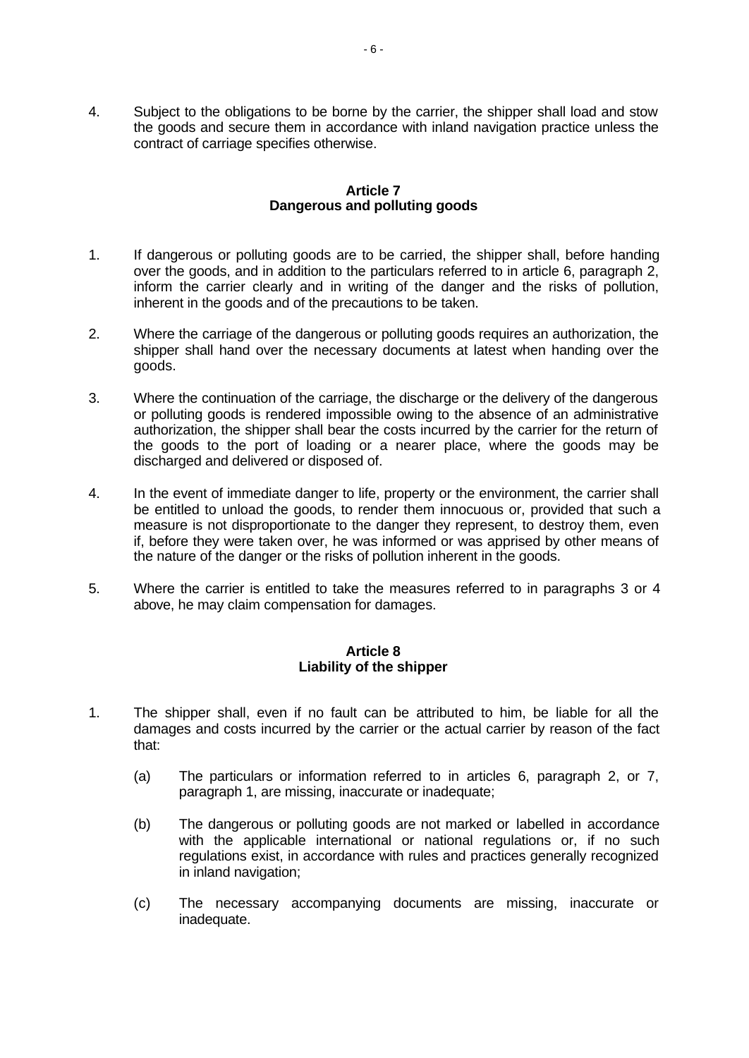4. Subject to the obligations to be borne by the carrier, the shipper shall load and stow the goods and secure them in accordance with inland navigation practice unless the contract of carriage specifies otherwise.

### Article 7
### Dangerous and polluting goods

1. If dangerous or polluting goods are to be carried, the shipper shall, before handing over the goods, and in addition to the particulars referred to in article 6, paragraph 2, inform the carrier clearly and in writing of the danger and the risks of pollution, inherent in the goods and of the precautions to be taken.

2. Where the carriage of the dangerous or polluting goods requires an authorization, the shipper shall hand over the necessary documents at latest when handing over the goods.

3. Where the continuation of the carriage, the discharge or the delivery of the dangerous or polluting goods is rendered impossible owing to the absence of an administrative authorization, the shipper shall bear the costs incurred by the carrier for the return of the goods to the port of loading or a nearer place, where the goods may be discharged and delivered or disposed of.

4. In the event of immediate danger to life, property or the environment, the carrier shall be entitled to unload the goods, to render them innocuous or, provided that such a measure is not disproportionate to the danger they represent, to destroy them, even if, before they were taken over, he was informed or was apprised by other means of the nature of the danger or the risks of pollution inherent in the goods.

5. Where the carrier is entitled to take the measures referred to in paragraphs 3 or 4 above, he may claim compensation for damages.

### Article 8
### Liability of the shipper

1. The shipper shall, even if no fault can be attributed to him, be liable for all the damages and costs incurred by the carrier or the actual carrier by reason of the fact that:

   (a) The particulars or information referred to in articles 6, paragraph 2, or 7, paragraph 1, are missing, inaccurate or inadequate;

   (b) The dangerous or polluting goods are not marked or labelled in accordance with the applicable international or national regulations or, if no such regulations exist, in accordance with rules and practices generally recognized in inland navigation;

   (c) The necessary accompanying documents are missing, inaccurate or inadequate.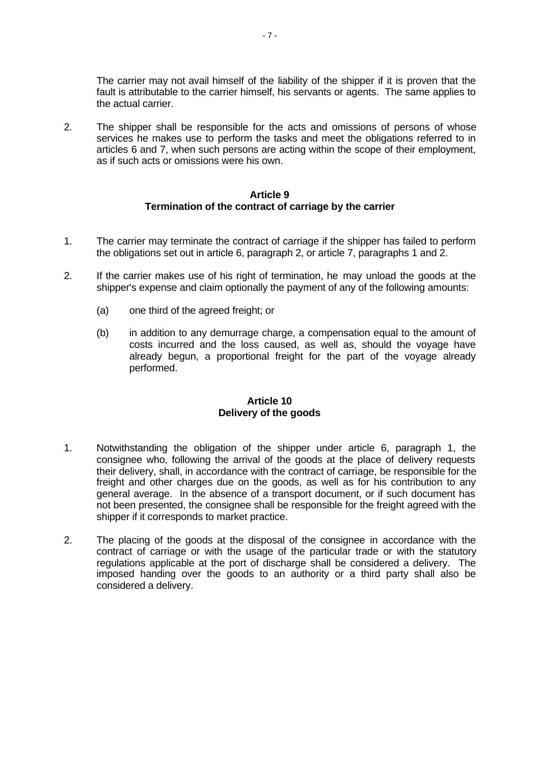The carrier may not avail himself of the liability of the shipper if it is proven that the fault is attributable to the carrier himself, his servants or agents. The same applies to the actual carrier.

2. The shipper shall be responsible for the acts and omissions of persons of whose services he makes use to perform the tasks and meet the obligations referred to in articles 6 and 7, when such persons are acting within the scope of their employment, as if such acts or omissions were his own.

**Article 9**
**Termination of the contract of carriage by the carrier**

1. The carrier may terminate the contract of carriage if the shipper has failed to perform the obligations set out in article 6, paragraph 2, or article 7, paragraphs 1 and 2.

2. If the carrier makes use of his right of termination, he may unload the goods at the shipper's expense and claim optionally the payment of any of the following amounts:

   (a) one third of the agreed freight; or

   (b) in addition to any demurrage charge, a compensation equal to the amount of costs incurred and the loss caused, as well as, should the voyage have already begun, a proportional freight for the part of the voyage already performed.

**Article 10**
**Delivery of the goods**

1. Notwithstanding the obligation of the shipper under article 6, paragraph 1, the consignee who, following the arrival of the goods at the place of delivery requests their delivery, shall, in accordance with the contract of carriage, be responsible for the freight and other charges due on the goods, as well as for his contribution to any general average. In the absence of a transport document, or if such document has not been presented, the consignee shall be responsible for the freight agreed with the shipper if it corresponds to market practice.

2. The placing of the goods at the disposal of the consignee in accordance with the contract of carriage or with the usage of the particular trade or with the statutory regulations applicable at the port of discharge shall be considered a delivery. The imposed handing over the goods to an authority or a third party shall also be considered a delivery.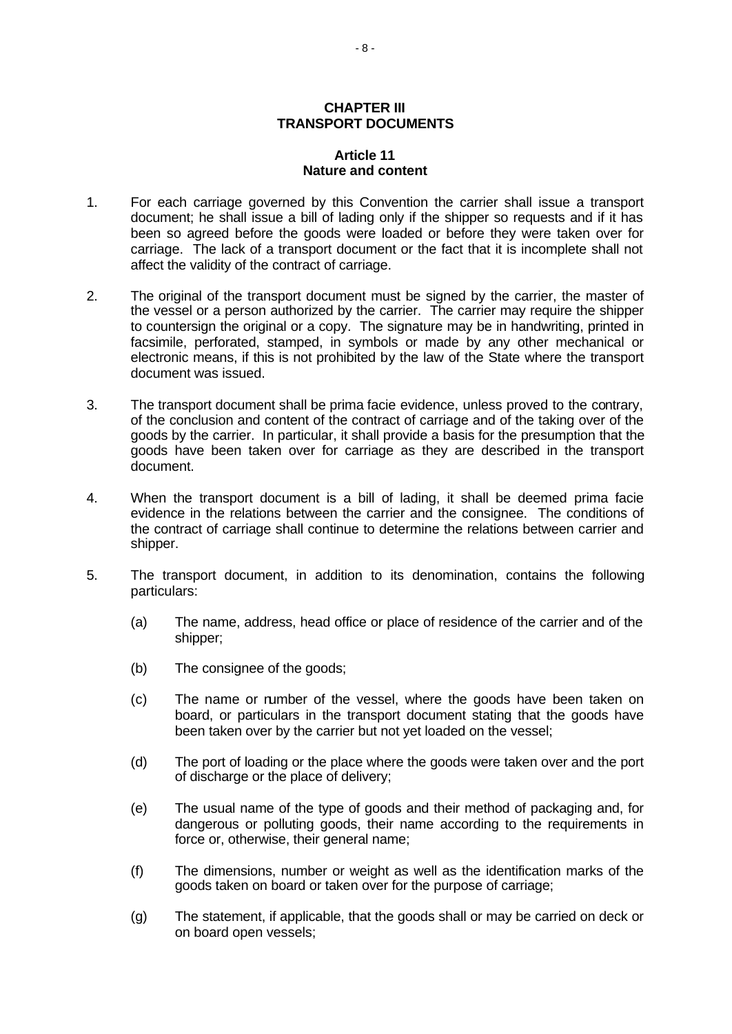## CHAPTER III
## TRANSPORT DOCUMENTS

### Article 11
### Nature and content

1. For each carriage governed by this Convention the carrier shall issue a transport document; he shall issue a bill of lading only if the shipper so requests and if it has been so agreed before the goods were loaded or before they were taken over for carriage. The lack of a transport document or the fact that it is incomplete shall not affect the validity of the contract of carriage.

2. The original of the transport document must be signed by the carrier, the master of the vessel or a person authorized by the carrier. The carrier may require the shipper to countersign the original or a copy. The signature may be in handwriting, printed in facsimile, perforated, stamped, in symbols or made by any other mechanical or electronic means, if this is not prohibited by the law of the State where the transport document was issued.

3. The transport document shall be prima facie evidence, unless proved to the contrary, of the conclusion and content of the contract of carriage and of the taking over of the goods by the carrier. In particular, it shall provide a basis for the presumption that the goods have been taken over for carriage as they are described in the transport document.

4. When the transport document is a bill of lading, it shall be deemed prima facie evidence in the relations between the carrier and the consignee. The conditions of the contract of carriage shall continue to determine the relations between carrier and shipper.

5. The transport document, in addition to its denomination, contains the following particulars:

   (a) The name, address, head office or place of residence of the carrier and of the shipper;

   (b) The consignee of the goods;

   (c) The name or number of the vessel, where the goods have been taken on board, or particulars in the transport document stating that the goods have been taken over by the carrier but not yet loaded on the vessel;

   (d) The port of loading or the place where the goods were taken over and the port of discharge or the place of delivery;

   (e) The usual name of the type of goods and their method of packaging and, for dangerous or polluting goods, their name according to the requirements in force or, otherwise, their general name;

   (f) The dimensions, number or weight as well as the identification marks of the goods taken on board or taken over for the purpose of carriage;

   (g) The statement, if applicable, that the goods shall or may be carried on deck or on board open vessels;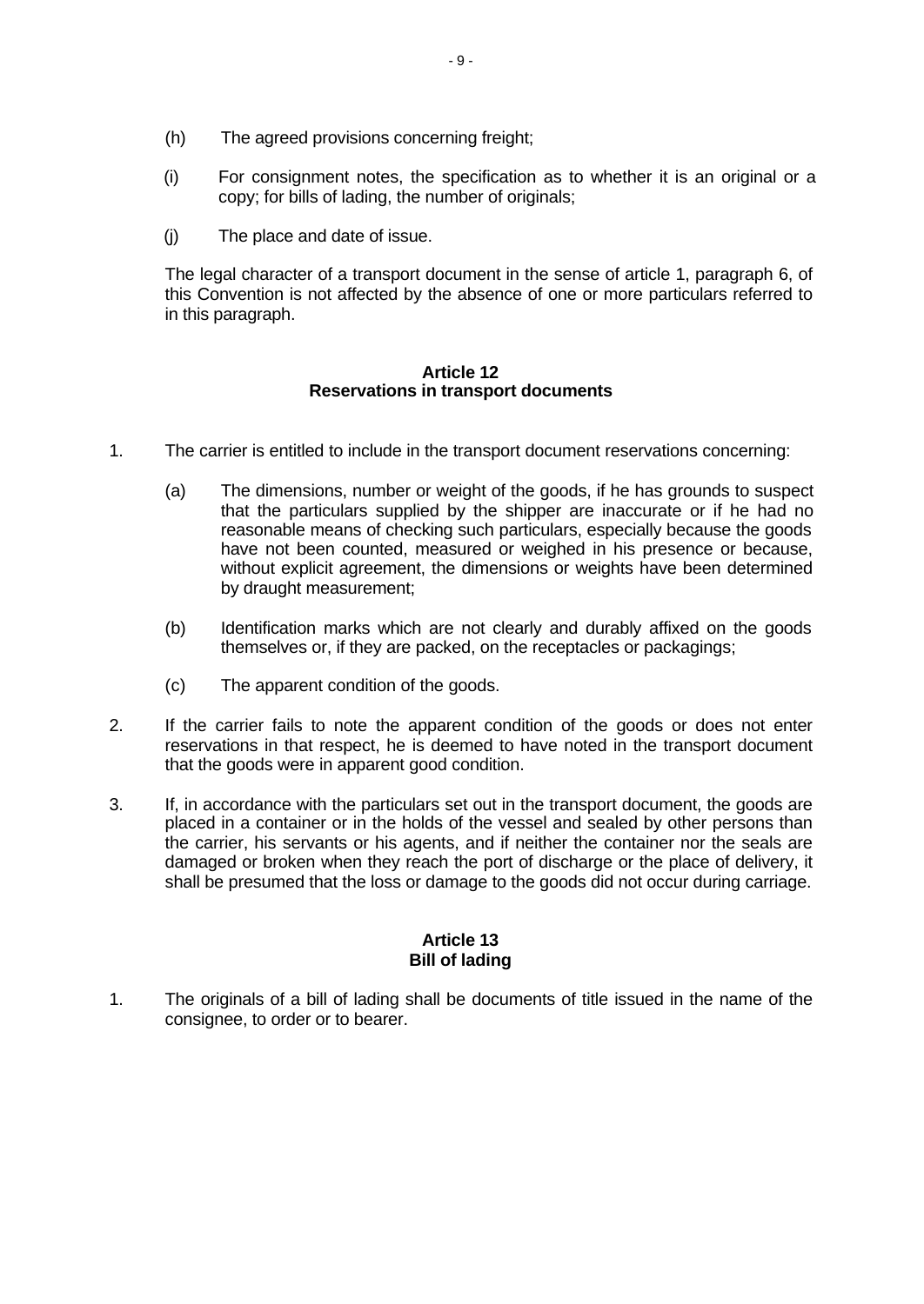(h) The agreed provisions concerning freight;

(i) For consignment notes, the specification as to whether it is an original or a copy; for bills of lading, the number of originals;

(j) The place and date of issue.

The legal character of a transport document in the sense of article 1, paragraph 6, of this Convention is not affected by the absence of one or more particulars referred to in this paragraph.

**Article 12**
**Reservations in transport documents**

1. The carrier is entitled to include in the transport document reservations concerning:

   (a) The dimensions, number or weight of the goods, if he has grounds to suspect that the particulars supplied by the shipper are inaccurate or if he had no reasonable means of checking such particulars, especially because the goods have not been counted, measured or weighed in his presence or because, without explicit agreement, the dimensions or weights have been determined by draught measurement;

   (b) Identification marks which are not clearly and durably affixed on the goods themselves or, if they are packed, on the receptacles or packagings;

   (c) The apparent condition of the goods.

2. If the carrier fails to note the apparent condition of the goods or does not enter reservations in that respect, he is deemed to have noted in the transport document that the goods were in apparent good condition.

3. If, in accordance with the particulars set out in the transport document, the goods are placed in a container or in the holds of the vessel and sealed by other persons than the carrier, his servants or his agents, and if neither the container nor the seals are damaged or broken when they reach the port of discharge or the place of delivery, it shall be presumed that the loss or damage to the goods did not occur during carriage.

**Article 13**
**Bill of lading**

1. The originals of a bill of lading shall be documents of title issued in the name of the consignee, to order or to bearer.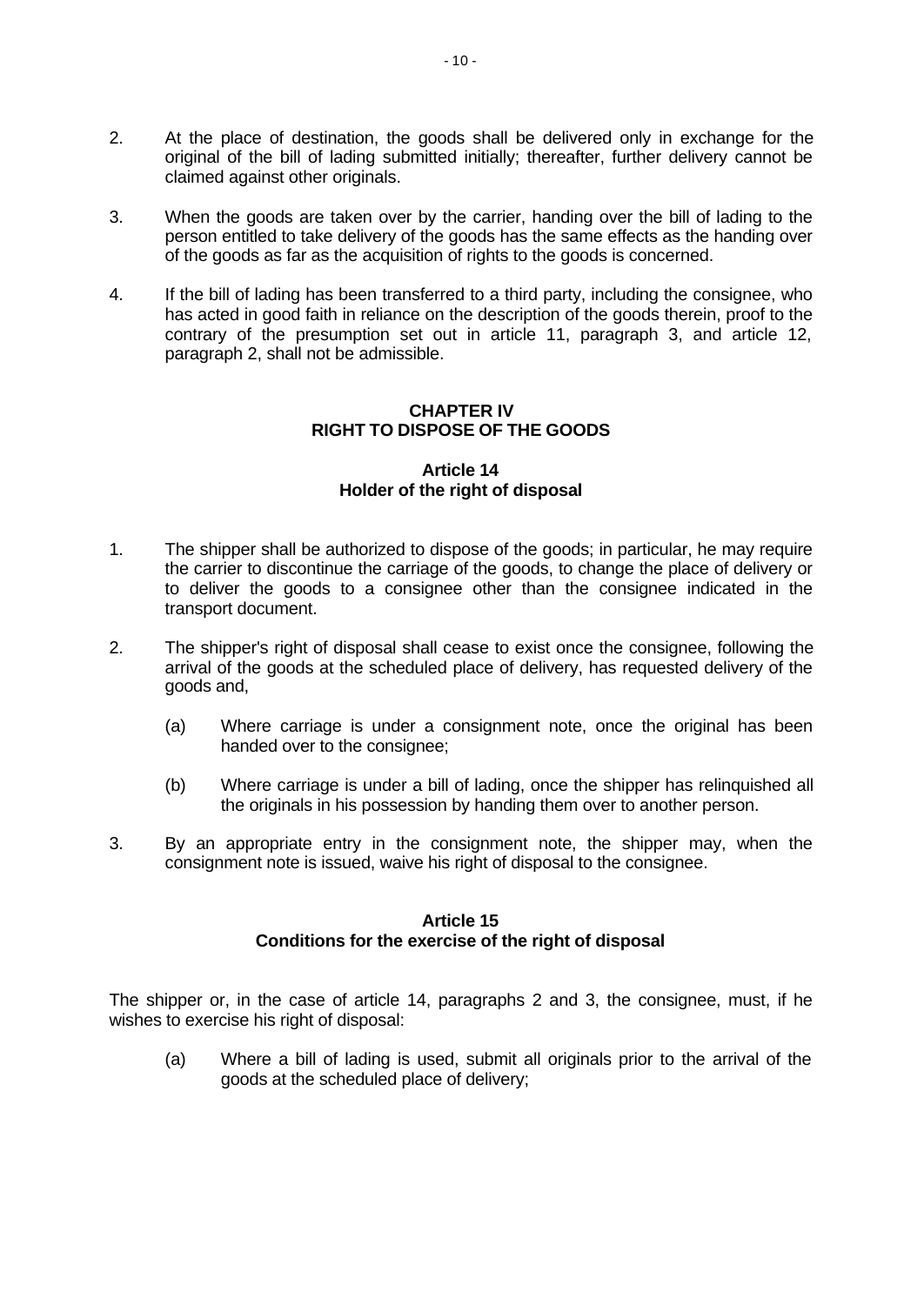2. At the place of destination, the goods shall be delivered only in exchange for the original of the bill of lading submitted initially; thereafter, further delivery cannot be claimed against other originals.

3. When the goods are taken over by the carrier, handing over the bill of lading to the person entitled to take delivery of the goods has the same effects as the handing over of the goods as far as the acquisition of rights to the goods is concerned.

4. If the bill of lading has been transferred to a third party, including the consignee, who has acted in good faith in reliance on the description of the goods therein, proof to the contrary of the presumption set out in article 11, paragraph 3, and article 12, paragraph 2, shall not be admissible.

## CHAPTER IV
## RIGHT TO DISPOSE OF THE GOODS

### Article 14
### Holder of the right of disposal

1. The shipper shall be authorized to dispose of the goods; in particular, he may require the carrier to discontinue the carriage of the goods, to change the place of delivery or to deliver the goods to a consignee other than the consignee indicated in the transport document.

2. The shipper's right of disposal shall cease to exist once the consignee, following the arrival of the goods at the scheduled place of delivery, has requested delivery of the goods and,

   (a) Where carriage is under a consignment note, once the original has been handed over to the consignee;

   (b) Where carriage is under a bill of lading, once the shipper has relinquished all the originals in his possession by handing them over to another person.

3. By an appropriate entry in the consignment note, the shipper may, when the consignment note is issued, waive his right of disposal to the consignee.

### Article 15
### Conditions for the exercise of the right of disposal

The shipper or, in the case of article 14, paragraphs 2 and 3, the consignee, must, if he wishes to exercise his right of disposal:

   (a) Where a bill of lading is used, submit all originals prior to the arrival of the goods at the scheduled place of delivery;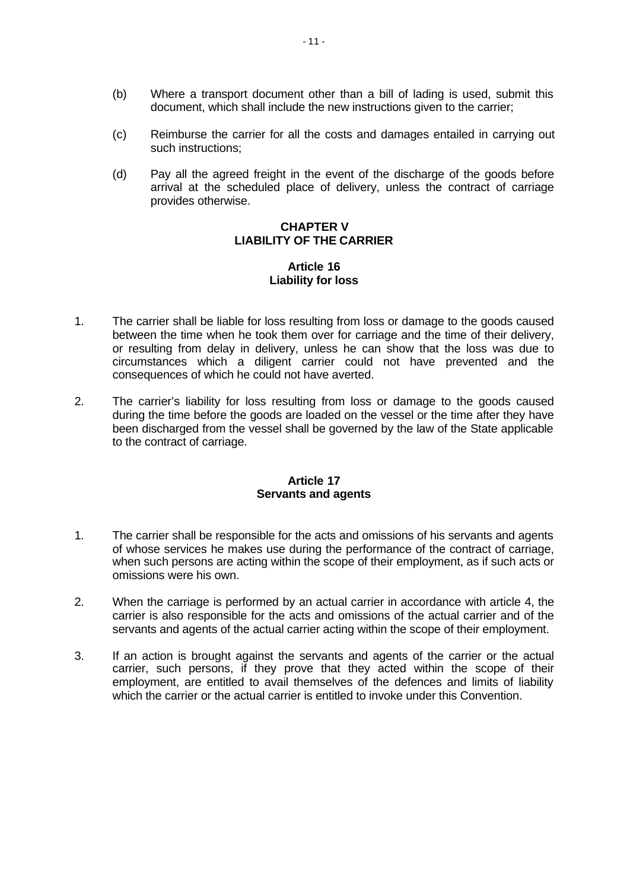(b) Where a transport document other than a bill of lading is used, submit this document, which shall include the new instructions given to the carrier;

(c) Reimburse the carrier for all the costs and damages entailed in carrying out such instructions;

(d) Pay all the agreed freight in the event of the discharge of the goods before arrival at the scheduled place of delivery, unless the contract of carriage provides otherwise.

## CHAPTER V
## LIABILITY OF THE CARRIER

### Article 16
### Liability for loss

1. The carrier shall be liable for loss resulting from loss or damage to the goods caused between the time when he took them over for carriage and the time of their delivery, or resulting from delay in delivery, unless he can show that the loss was due to circumstances which a diligent carrier could not have prevented and the consequences of which he could not have averted.

2. The carrier's liability for loss resulting from loss or damage to the goods caused during the time before the goods are loaded on the vessel or the time after they have been discharged from the vessel shall be governed by the law of the State applicable to the contract of carriage.

### Article 17
### Servants and agents

1. The carrier shall be responsible for the acts and omissions of his servants and agents of whose services he makes use during the performance of the contract of carriage, when such persons are acting within the scope of their employment, as if such acts or omissions were his own.

2. When the carriage is performed by an actual carrier in accordance with article 4, the carrier is also responsible for the acts and omissions of the actual carrier and of the servants and agents of the actual carrier acting within the scope of their employment.

3. If an action is brought against the servants and agents of the carrier or the actual carrier, such persons, if they prove that they acted within the scope of their employment, are entitled to avail themselves of the defences and limits of liability which the carrier or the actual carrier is entitled to invoke under this Convention.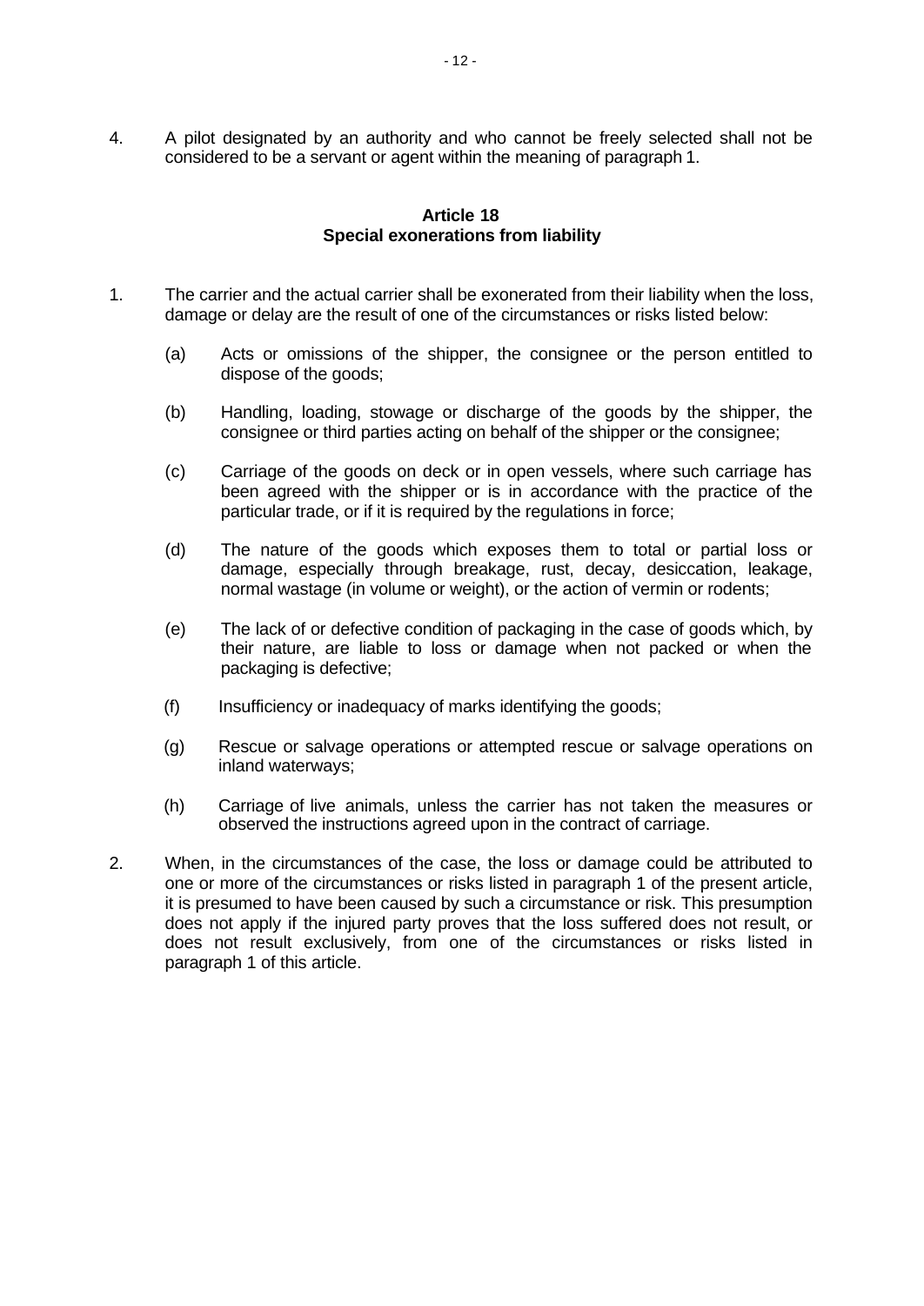4. A pilot designated by an authority and who cannot be freely selected shall not be considered to be a servant or agent within the meaning of paragraph 1.

### Article 18
### Special exonerations from liability

1. The carrier and the actual carrier shall be exonerated from their liability when the loss, damage or delay are the result of one of the circumstances or risks listed below:

   (a) Acts or omissions of the shipper, the consignee or the person entitled to dispose of the goods;

   (b) Handling, loading, stowage or discharge of the goods by the shipper, the consignee or third parties acting on behalf of the shipper or the consignee;

   (c) Carriage of the goods on deck or in open vessels, where such carriage has been agreed with the shipper or is in accordance with the practice of the particular trade, or if it is required by the regulations in force;

   (d) The nature of the goods which exposes them to total or partial loss or damage, especially through breakage, rust, decay, desiccation, leakage, normal wastage (in volume or weight), or the action of vermin or rodents;

   (e) The lack of or defective condition of packaging in the case of goods which, by their nature, are liable to loss or damage when not packed or when the packaging is defective;

   (f) Insufficiency or inadequacy of marks identifying the goods;

   (g) Rescue or salvage operations or attempted rescue or salvage operations on inland waterways;

   (h) Carriage of live animals, unless the carrier has not taken the measures or observed the instructions agreed upon in the contract of carriage.

2. When, in the circumstances of the case, the loss or damage could be attributed to one or more of the circumstances or risks listed in paragraph 1 of the present article, it is presumed to have been caused by such a circumstance or risk. This presumption does not apply if the injured party proves that the loss suffered does not result, or does not result exclusively, from one of the circumstances or risks listed in paragraph 1 of this article.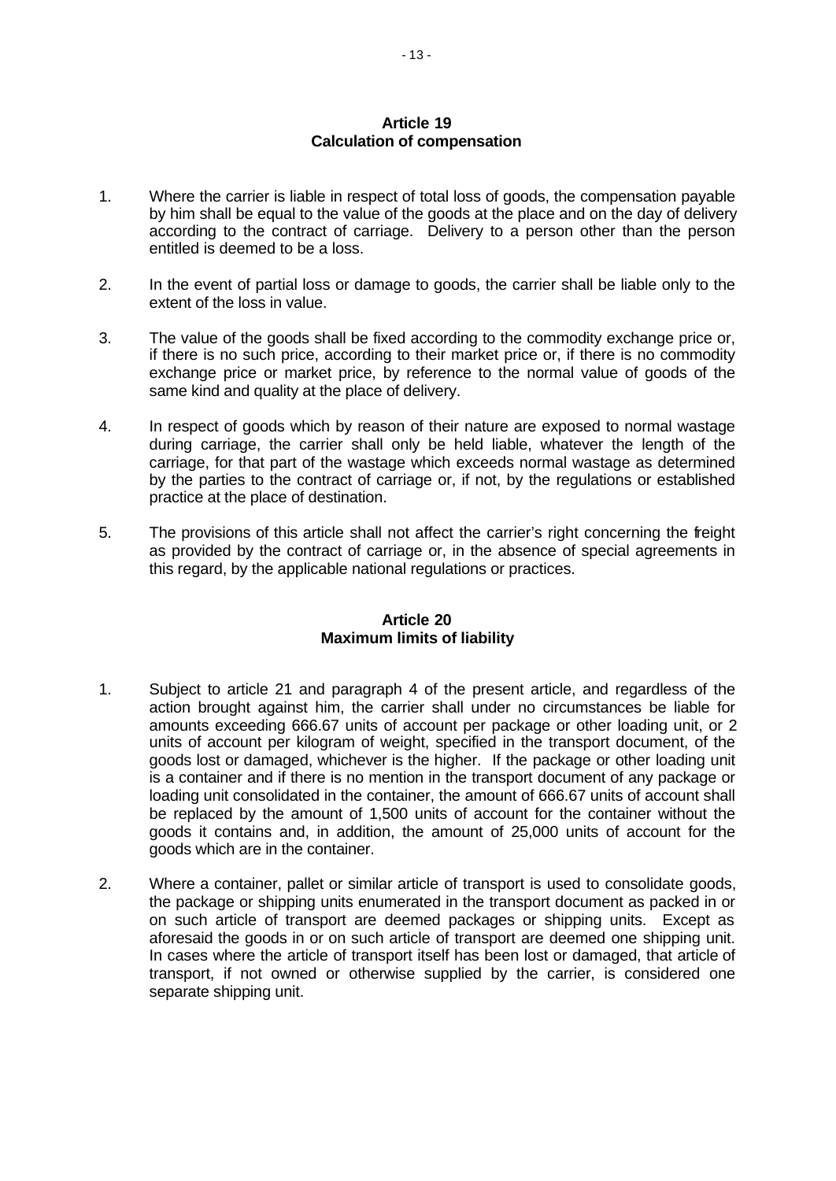## Article 19
## Calculation of compensation

1. Where the carrier is liable in respect of total loss of goods, the compensation payable by him shall be equal to the value of the goods at the place and on the day of delivery according to the contract of carriage. Delivery to a person other than the person entitled is deemed to be a loss.

2. In the event of partial loss or damage to goods, the carrier shall be liable only to the extent of the loss in value.

3. The value of the goods shall be fixed according to the commodity exchange price or, if there is no such price, according to their market price or, if there is no commodity exchange price or market price, by reference to the normal value of goods of the same kind and quality at the place of delivery.

4. In respect of goods which by reason of their nature are exposed to normal wastage during carriage, the carrier shall only be held liable, whatever the length of the carriage, for that part of the wastage which exceeds normal wastage as determined by the parties to the contract of carriage or, if not, by the regulations or established practice at the place of destination.

5. The provisions of this article shall not affect the carrier's right concerning the freight as provided by the contract of carriage or, in the absence of special agreements in this regard, by the applicable national regulations or practices.

## Article 20
## Maximum limits of liability

1. Subject to article 21 and paragraph 4 of the present article, and regardless of the action brought against him, the carrier shall under no circumstances be liable for amounts exceeding 666.67 units of account per package or other loading unit, or 2 units of account per kilogram of weight, specified in the transport document, of the goods lost or damaged, whichever is the higher. If the package or other loading unit is a container and if there is no mention in the transport document of any package or loading unit consolidated in the container, the amount of 666.67 units of account shall be replaced by the amount of 1,500 units of account for the container without the goods it contains and, in addition, the amount of 25,000 units of account for the goods which are in the container.

2. Where a container, pallet or similar article of transport is used to consolidate goods, the package or shipping units enumerated in the transport document as packed in or on such article of transport are deemed packages or shipping units. Except as aforesaid the goods in or on such article of transport are deemed one shipping unit. In cases where the article of transport itself has been lost or damaged, that article of transport, if not owned or otherwise supplied by the carrier, is considered one separate shipping unit.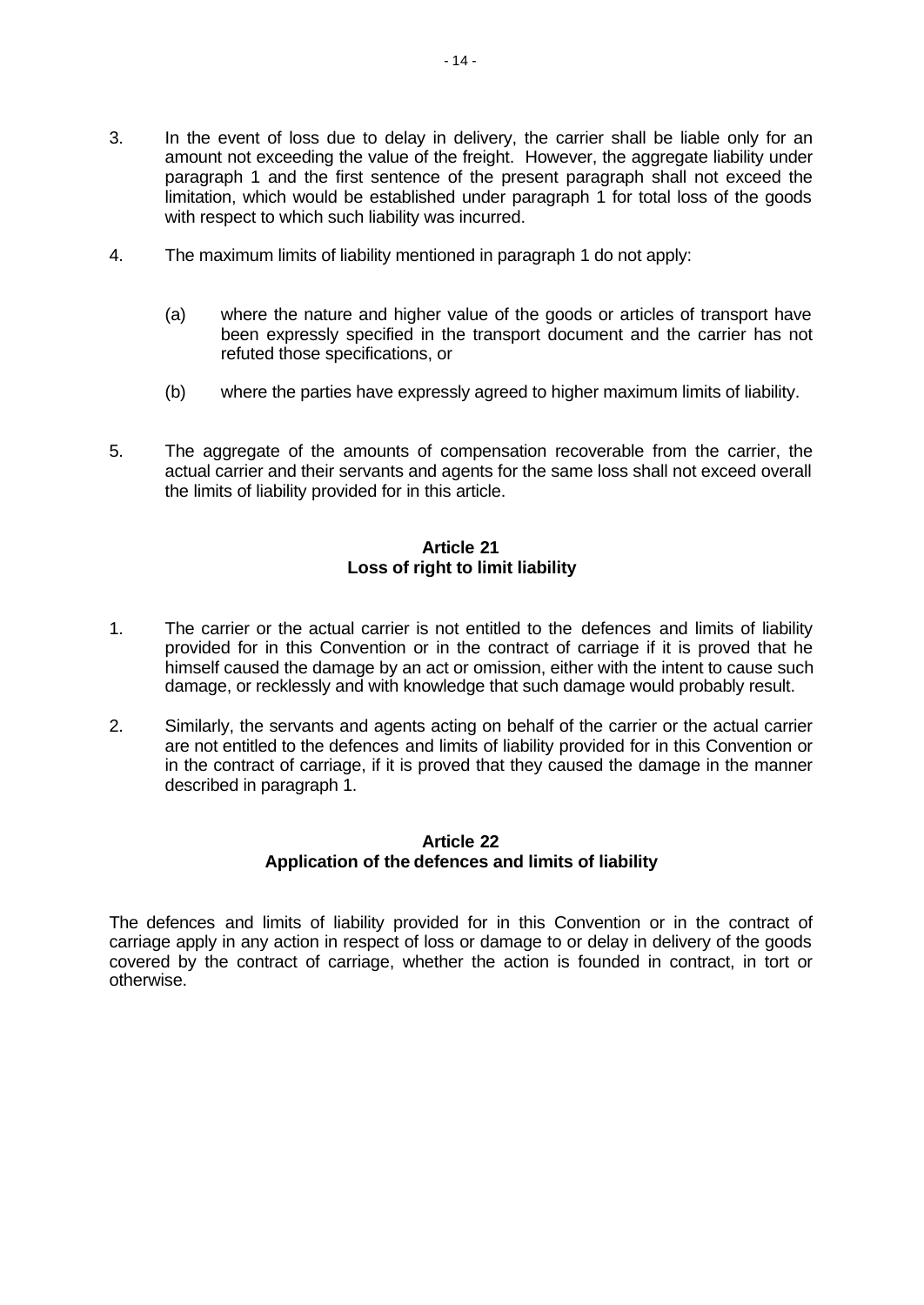3. In the event of loss due to delay in delivery, the carrier shall be liable only for an amount not exceeding the value of the freight. However, the aggregate liability under paragraph 1 and the first sentence of the present paragraph shall not exceed the limitation, which would be established under paragraph 1 for total loss of the goods with respect to which such liability was incurred.

4. The maximum limits of liability mentioned in paragraph 1 do not apply:

   (a) where the nature and higher value of the goods or articles of transport have been expressly specified in the transport document and the carrier has not refuted those specifications, or

   (b) where the parties have expressly agreed to higher maximum limits of liability.

5. The aggregate of the amounts of compensation recoverable from the carrier, the actual carrier and their servants and agents for the same loss shall not exceed overall the limits of liability provided for in this article.

**Article 21**
**Loss of right to limit liability**

1. The carrier or the actual carrier is not entitled to the defences and limits of liability provided for in this Convention or in the contract of carriage if it is proved that he himself caused the damage by an act or omission, either with the intent to cause such damage, or recklessly and with knowledge that such damage would probably result.

2. Similarly, the servants and agents acting on behalf of the carrier or the actual carrier are not entitled to the defences and limits of liability provided for in this Convention or in the contract of carriage, if it is proved that they caused the damage in the manner described in paragraph 1.

**Article 22**
**Application of the defences and limits of liability**

The defences and limits of liability provided for in this Convention or in the contract of carriage apply in any action in respect of loss or damage to or delay in delivery of the goods covered by the contract of carriage, whether the action is founded in contract, in tort or otherwise.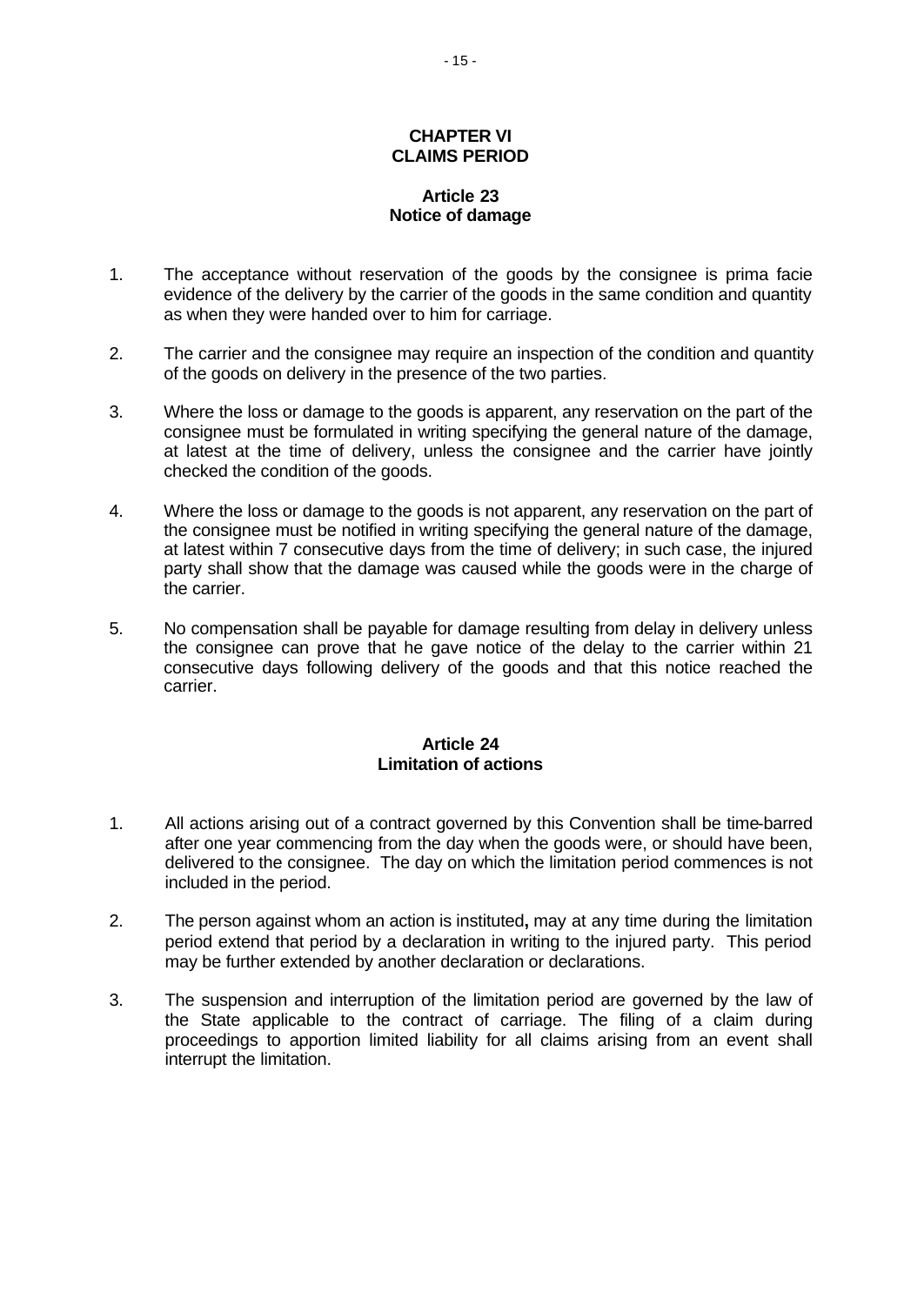## CHAPTER VI
## CLAIMS PERIOD

### Article 23
### Notice of damage

1. The acceptance without reservation of the goods by the consignee is prima facie evidence of the delivery by the carrier of the goods in the same condition and quantity as when they were handed over to him for carriage.

2. The carrier and the consignee may require an inspection of the condition and quantity of the goods on delivery in the presence of the two parties.

3. Where the loss or damage to the goods is apparent, any reservation on the part of the consignee must be formulated in writing specifying the general nature of the damage, at latest at the time of delivery, unless the consignee and the carrier have jointly checked the condition of the goods.

4. Where the loss or damage to the goods is not apparent, any reservation on the part of the consignee must be notified in writing specifying the general nature of the damage, at latest within 7 consecutive days from the time of delivery; in such case, the injured party shall show that the damage was caused while the goods were in the charge of the carrier.

5. No compensation shall be payable for damage resulting from delay in delivery unless the consignee can prove that he gave notice of the delay to the carrier within 21 consecutive days following delivery of the goods and that this notice reached the carrier.

### Article 24
### Limitation of actions

1. All actions arising out of a contract governed by this Convention shall be time-barred after one year commencing from the day when the goods were, or should have been, delivered to the consignee. The day on which the limitation period commences is not included in the period.

2. The person against whom an action is instituted**,** may at any time during the limitation period extend that period by a declaration in writing to the injured party. This period may be further extended by another declaration or declarations.

3. The suspension and interruption of the limitation period are governed by the law of the State applicable to the contract of carriage. The filing of a claim during proceedings to apportion limited liability for all claims arising from an event shall interrupt the limitation.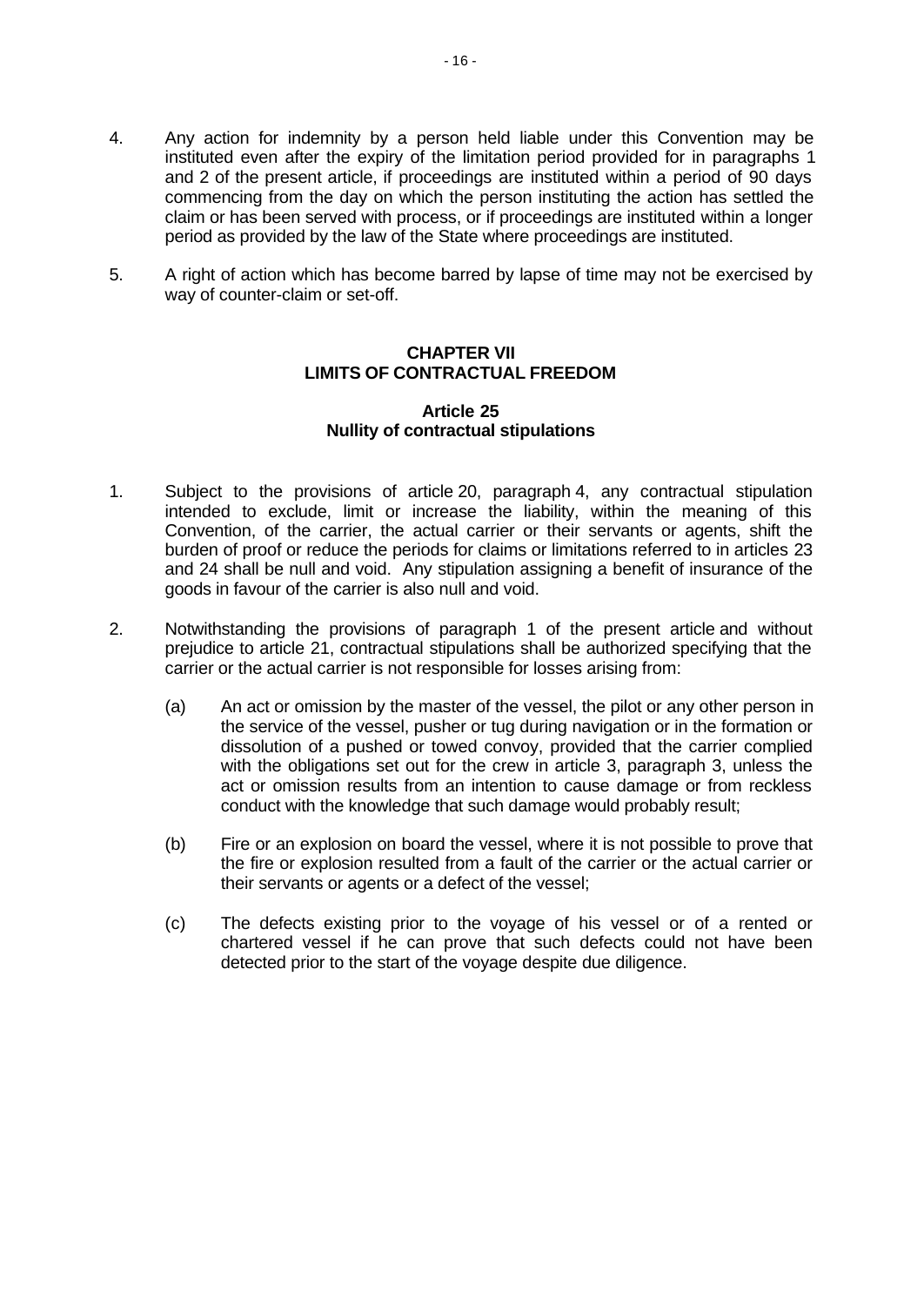4. Any action for indemnity by a person held liable under this Convention may be instituted even after the expiry of the limitation period provided for in paragraphs 1 and 2 of the present article, if proceedings are instituted within a period of 90 days commencing from the day on which the person instituting the action has settled the claim or has been served with process, or if proceedings are instituted within a longer period as provided by the law of the State where proceedings are instituted.

5. A right of action which has become barred by lapse of time may not be exercised by way of counter-claim or set-off.

## CHAPTER VII
## LIMITS OF CONTRACTUAL FREEDOM

### Article 25
### Nullity of contractual stipulations

1. Subject to the provisions of article 20, paragraph 4, any contractual stipulation intended to exclude, limit or increase the liability, within the meaning of this Convention, of the carrier, the actual carrier or their servants or agents, shift the burden of proof or reduce the periods for claims or limitations referred to in articles 23 and 24 shall be null and void. Any stipulation assigning a benefit of insurance of the goods in favour of the carrier is also null and void.

2. Notwithstanding the provisions of paragraph 1 of the present article and without prejudice to article 21, contractual stipulations shall be authorized specifying that the carrier or the actual carrier is not responsible for losses arising from:

   (a) An act or omission by the master of the vessel, the pilot or any other person in the service of the vessel, pusher or tug during navigation or in the formation or dissolution of a pushed or towed convoy, provided that the carrier complied with the obligations set out for the crew in article 3, paragraph 3, unless the act or omission results from an intention to cause damage or from reckless conduct with the knowledge that such damage would probably result;

   (b) Fire or an explosion on board the vessel, where it is not possible to prove that the fire or explosion resulted from a fault of the carrier or the actual carrier or their servants or agents or a defect of the vessel;

   (c) The defects existing prior to the voyage of his vessel or of a rented or chartered vessel if he can prove that such defects could not have been detected prior to the start of the voyage despite due diligence.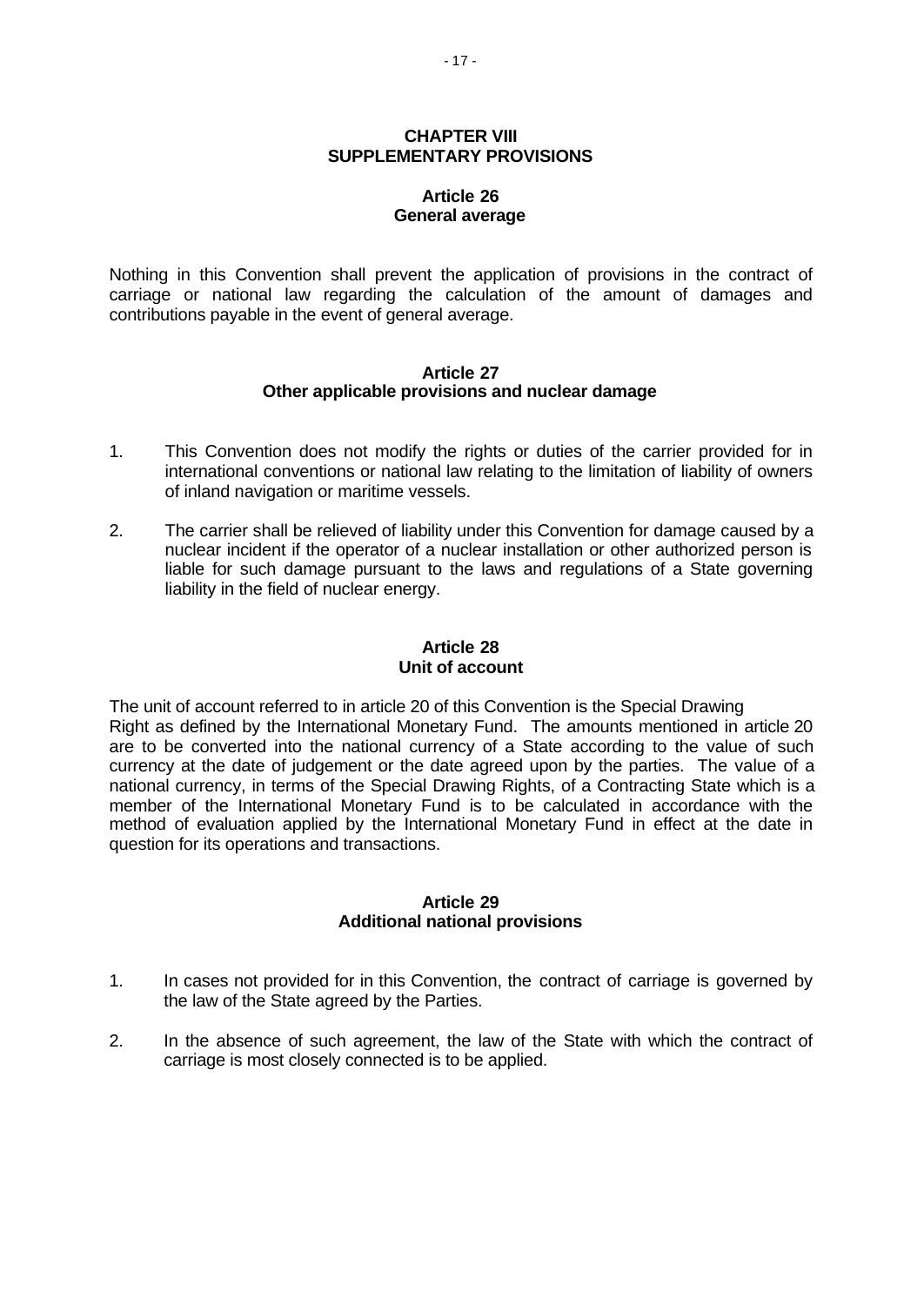## CHAPTER VIII
## SUPPLEMENTARY PROVISIONS

### Article 26
### General average

Nothing in this Convention shall prevent the application of provisions in the contract of carriage or national law regarding the calculation of the amount of damages and contributions payable in the event of general average.

### Article 27
### Other applicable provisions and nuclear damage

1. This Convention does not modify the rights or duties of the carrier provided for in international conventions or national law relating to the limitation of liability of owners of inland navigation or maritime vessels.

2. The carrier shall be relieved of liability under this Convention for damage caused by a nuclear incident if the operator of a nuclear installation or other authorized person is liable for such damage pursuant to the laws and regulations of a State governing liability in the field of nuclear energy.

### Article 28
### Unit of account

The unit of account referred to in article 20 of this Convention is the Special Drawing Right as defined by the International Monetary Fund. The amounts mentioned in article 20 are to be converted into the national currency of a State according to the value of such currency at the date of judgement or the date agreed upon by the parties. The value of a national currency, in terms of the Special Drawing Rights, of a Contracting State which is a member of the International Monetary Fund is to be calculated in accordance with the method of evaluation applied by the International Monetary Fund in effect at the date in question for its operations and transactions.

### Article 29
### Additional national provisions

1. In cases not provided for in this Convention, the contract of carriage is governed by the law of the State agreed by the Parties.

2. In the absence of such agreement, the law of the State with which the contract of carriage is most closely connected is to be applied.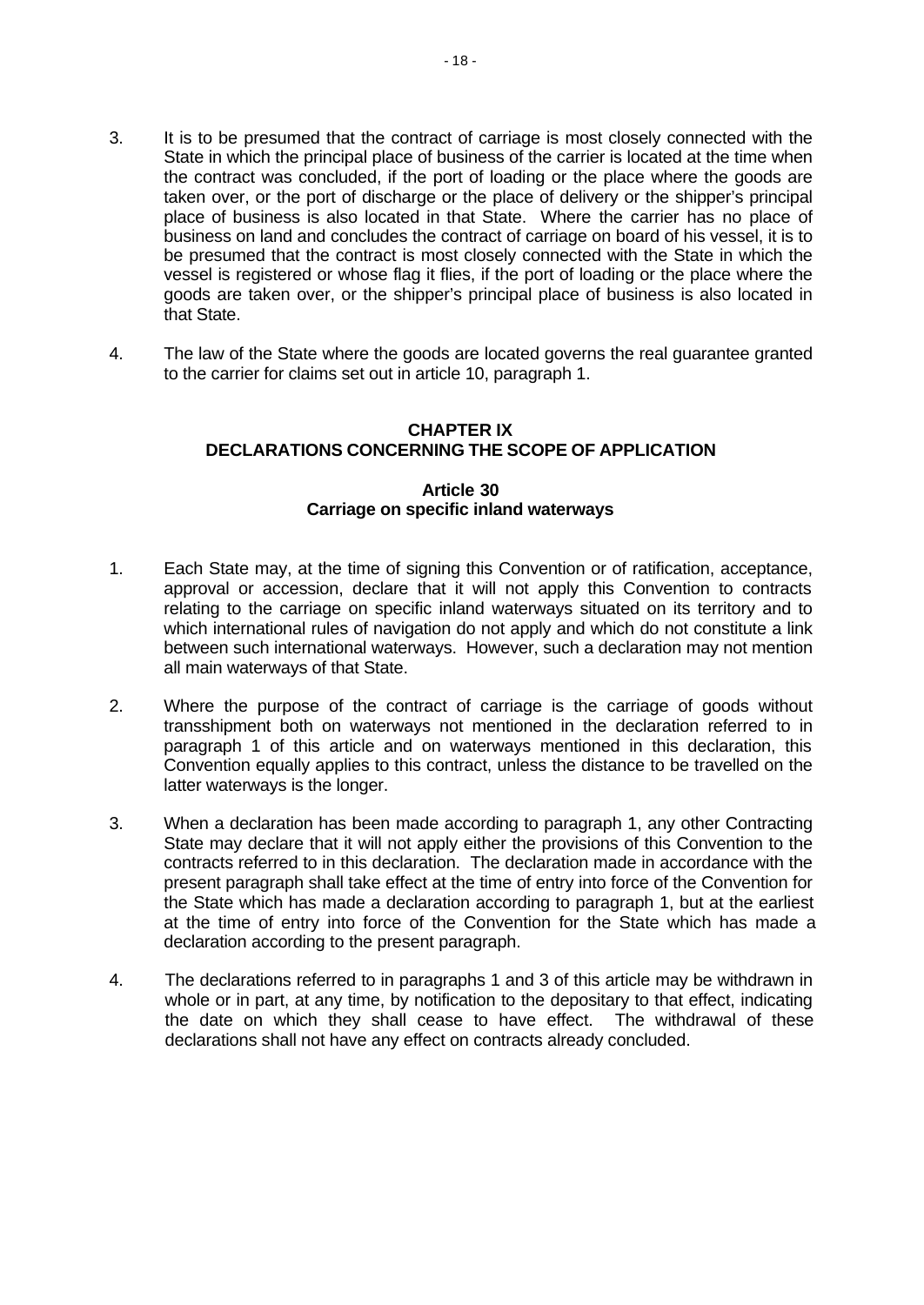3. It is to be presumed that the contract of carriage is most closely connected with the State in which the principal place of business of the carrier is located at the time when the contract was concluded, if the port of loading or the place where the goods are taken over, or the port of discharge or the place of delivery or the shipper's principal place of business is also located in that State. Where the carrier has no place of business on land and concludes the contract of carriage on board of his vessel, it is to be presumed that the contract is most closely connected with the State in which the vessel is registered or whose flag it flies, if the port of loading or the place where the goods are taken over, or the shipper's principal place of business is also located in that State.

4. The law of the State where the goods are located governs the real guarantee granted to the carrier for claims set out in article 10, paragraph 1.

## CHAPTER IX
## DECLARATIONS CONCERNING THE SCOPE OF APPLICATION

### Article 30
### Carriage on specific inland waterways

1. Each State may, at the time of signing this Convention or of ratification, acceptance, approval or accession, declare that it will not apply this Convention to contracts relating to the carriage on specific inland waterways situated on its territory and to which international rules of navigation do not apply and which do not constitute a link between such international waterways. However, such a declaration may not mention all main waterways of that State.

2. Where the purpose of the contract of carriage is the carriage of goods without transshipment both on waterways not mentioned in the declaration referred to in paragraph 1 of this article and on waterways mentioned in this declaration, this Convention equally applies to this contract, unless the distance to be travelled on the latter waterways is the longer.

3. When a declaration has been made according to paragraph 1, any other Contracting State may declare that it will not apply either the provisions of this Convention to the contracts referred to in this declaration. The declaration made in accordance with the present paragraph shall take effect at the time of entry into force of the Convention for the State which has made a declaration according to paragraph 1, but at the earliest at the time of entry into force of the Convention for the State which has made a declaration according to the present paragraph.

4. The declarations referred to in paragraphs 1 and 3 of this article may be withdrawn in whole or in part, at any time, by notification to the depositary to that effect, indicating the date on which they shall cease to have effect. The withdrawal of these declarations shall not have any effect on contracts already concluded.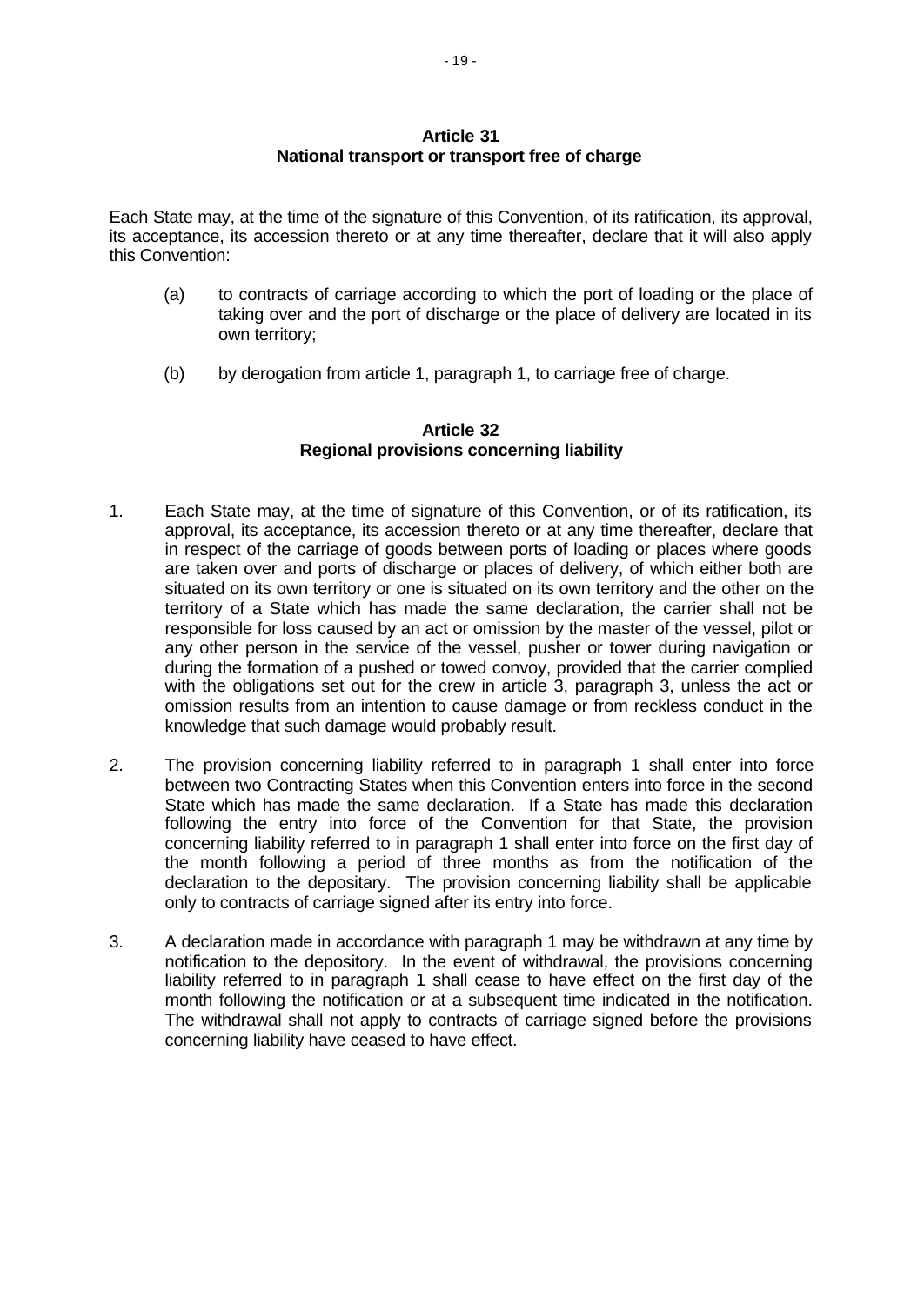**Article 31**
**National transport or transport free of charge**

Each State may, at the time of the signature of this Convention, of its ratification, its approval, its acceptance, its accession thereto or at any time thereafter, declare that it will also apply this Convention:

(a) to contracts of carriage according to which the port of loading or the place of taking over and the port of discharge or the place of delivery are located in its own territory;

(b) by derogation from article 1, paragraph 1, to carriage free of charge.

**Article 32**
**Regional provisions concerning liability**

1. Each State may, at the time of signature of this Convention, or of its ratification, its approval, its acceptance, its accession thereto or at any time thereafter, declare that in respect of the carriage of goods between ports of loading or places where goods are taken over and ports of discharge or places of delivery, of which either both are situated on its own territory or one is situated on its own territory and the other on the territory of a State which has made the same declaration, the carrier shall not be responsible for loss caused by an act or omission by the master of the vessel, pilot or any other person in the service of the vessel, pusher or tower during navigation or during the formation of a pushed or towed convoy, provided that the carrier complied with the obligations set out for the crew in article 3, paragraph 3, unless the act or omission results from an intention to cause damage or from reckless conduct in the knowledge that such damage would probably result.

2. The provision concerning liability referred to in paragraph 1 shall enter into force between two Contracting States when this Convention enters into force in the second State which has made the same declaration. If a State has made this declaration following the entry into force of the Convention for that State, the provision concerning liability referred to in paragraph 1 shall enter into force on the first day of the month following a period of three months as from the notification of the declaration to the depositary. The provision concerning liability shall be applicable only to contracts of carriage signed after its entry into force.

3. A declaration made in accordance with paragraph 1 may be withdrawn at any time by notification to the depository. In the event of withdrawal, the provisions concerning liability referred to in paragraph 1 shall cease to have effect on the first day of the month following the notification or at a subsequent time indicated in the notification. The withdrawal shall not apply to contracts of carriage signed before the provisions concerning liability have ceased to have effect.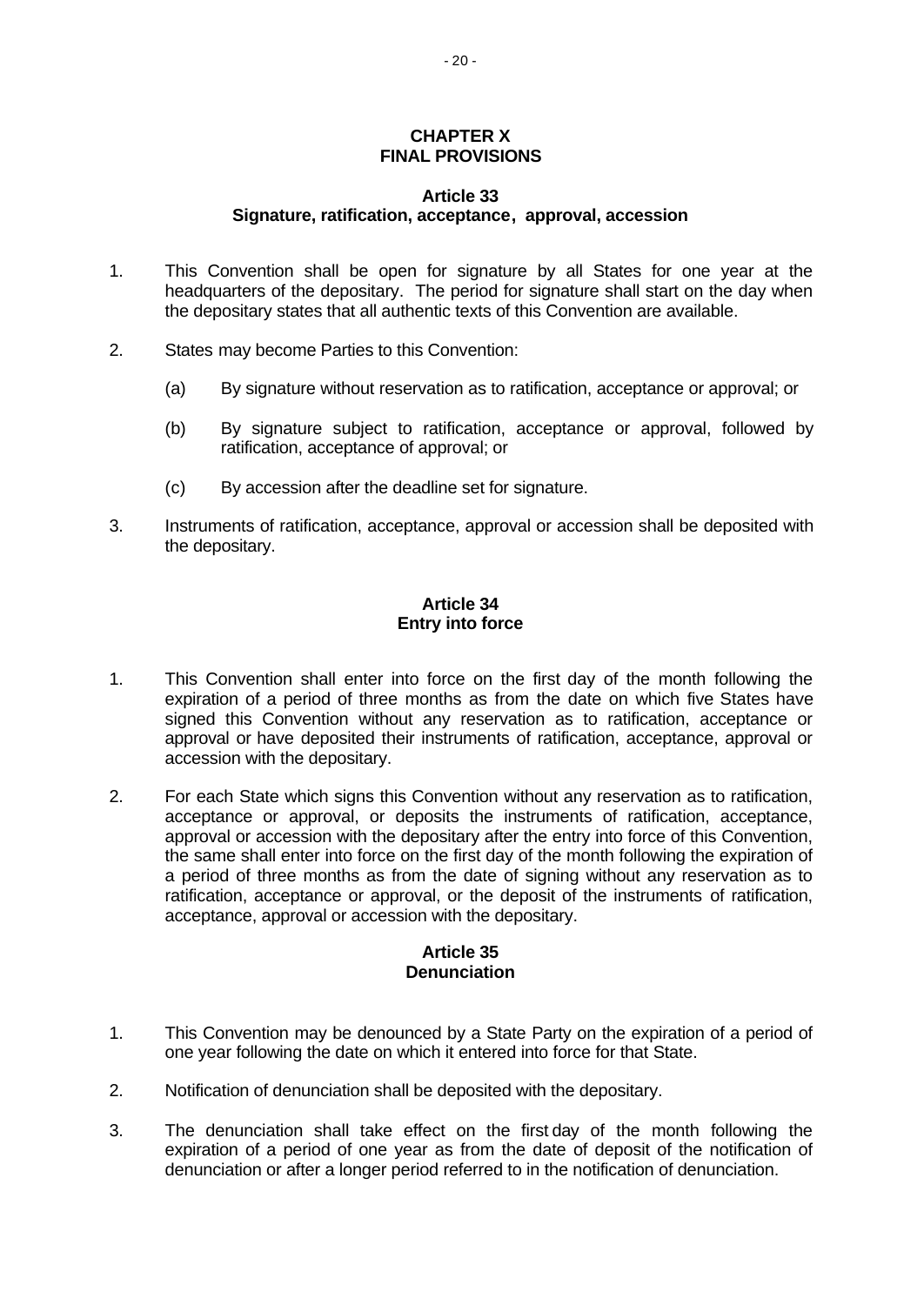## CHAPTER X
## FINAL PROVISIONS

### Article 33
### Signature, ratification, acceptance, approval, accession

1. This Convention shall be open for signature by all States for one year at the headquarters of the depositary. The period for signature shall start on the day when the depositary states that all authentic texts of this Convention are available.

2. States may become Parties to this Convention:

   (a) By signature without reservation as to ratification, acceptance or approval; or

   (b) By signature subject to ratification, acceptance or approval, followed by ratification, acceptance of approval; or

   (c) By accession after the deadline set for signature.

3. Instruments of ratification, acceptance, approval or accession shall be deposited with the depositary.

### Article 34
### Entry into force

1. This Convention shall enter into force on the first day of the month following the expiration of a period of three months as from the date on which five States have signed this Convention without any reservation as to ratification, acceptance or approval or have deposited their instruments of ratification, acceptance, approval or accession with the depositary.

2. For each State which signs this Convention without any reservation as to ratification, acceptance or approval, or deposits the instruments of ratification, acceptance, approval or accession with the depositary after the entry into force of this Convention, the same shall enter into force on the first day of the month following the expiration of a period of three months as from the date of signing without any reservation as to ratification, acceptance or approval, or the deposit of the instruments of ratification, acceptance, approval or accession with the depositary.

### Article 35
### Denunciation

1. This Convention may be denounced by a State Party on the expiration of a period of one year following the date on which it entered into force for that State.

2. Notification of denunciation shall be deposited with the depositary.

3. The denunciation shall take effect on the first day of the month following the expiration of a period of one year as from the date of deposit of the notification of denunciation or after a longer period referred to in the notification of denunciation.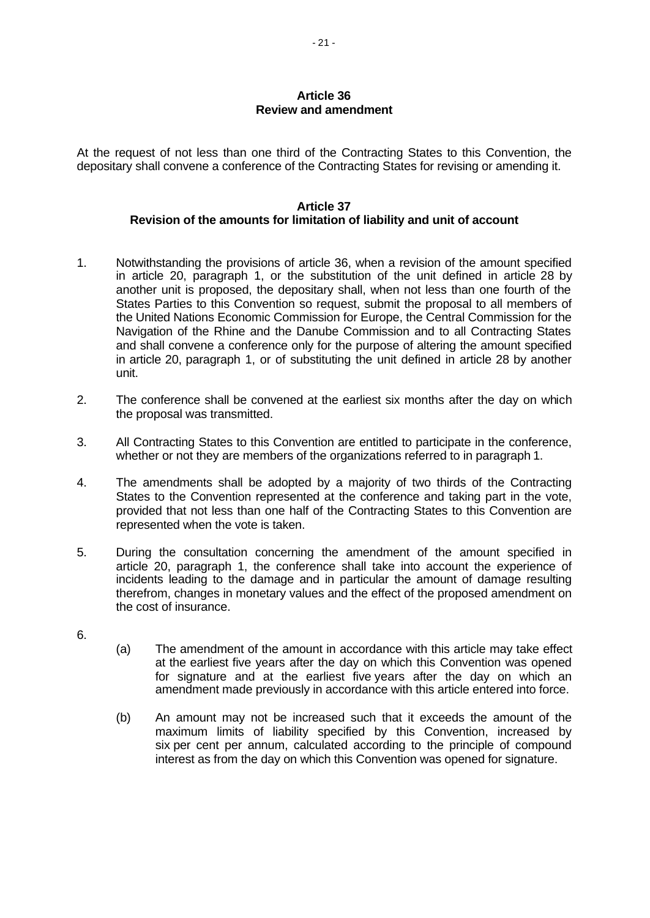### Article 36
### Review and amendment

At the request of not less than one third of the Contracting States to this Convention, the depositary shall convene a conference of the Contracting States for revising or amending it.

### Article 37
### Revision of the amounts for limitation of liability and unit of account

1. Notwithstanding the provisions of article 36, when a revision of the amount specified in article 20, paragraph 1, or the substitution of the unit defined in article 28 by another unit is proposed, the depositary shall, when not less than one fourth of the States Parties to this Convention so request, submit the proposal to all members of the United Nations Economic Commission for Europe, the Central Commission for the Navigation of the Rhine and the Danube Commission and to all Contracting States and shall convene a conference only for the purpose of altering the amount specified in article 20, paragraph 1, or of substituting the unit defined in article 28 by another unit.

2. The conference shall be convened at the earliest six months after the day on which the proposal was transmitted.

3. All Contracting States to this Convention are entitled to participate in the conference, whether or not they are members of the organizations referred to in paragraph 1.

4. The amendments shall be adopted by a majority of two thirds of the Contracting States to the Convention represented at the conference and taking part in the vote, provided that not less than one half of the Contracting States to this Convention are represented when the vote is taken.

5. During the consultation concerning the amendment of the amount specified in article 20, paragraph 1, the conference shall take into account the experience of incidents leading to the damage and in particular the amount of damage resulting therefrom, changes in monetary values and the effect of the proposed amendment on the cost of insurance.

6.
   (a) The amendment of the amount in accordance with this article may take effect at the earliest five years after the day on which this Convention was opened for signature and at the earliest five years after the day on which an amendment made previously in accordance with this article entered into force.

   (b) An amount may not be increased such that it exceeds the amount of the maximum limits of liability specified by this Convention, increased by six per cent per annum, calculated according to the principle of compound interest as from the day on which this Convention was opened for signature.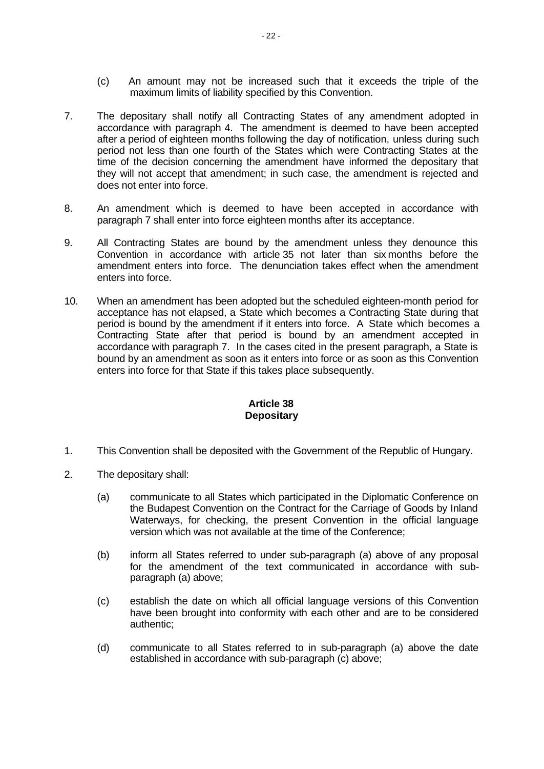(c) An amount may not be increased such that it exceeds the triple of the maximum limits of liability specified by this Convention.

7. The depositary shall notify all Contracting States of any amendment adopted in accordance with paragraph 4. The amendment is deemed to have been accepted after a period of eighteen months following the day of notification, unless during such period not less than one fourth of the States which were Contracting States at the time of the decision concerning the amendment have informed the depositary that they will not accept that amendment; in such case, the amendment is rejected and does not enter into force.

8. An amendment which is deemed to have been accepted in accordance with paragraph 7 shall enter into force eighteen months after its acceptance.

9. All Contracting States are bound by the amendment unless they denounce this Convention in accordance with article 35 not later than six months before the amendment enters into force. The denunciation takes effect when the amendment enters into force.

10. When an amendment has been adopted but the scheduled eighteen-month period for acceptance has not elapsed, a State which becomes a Contracting State during that period is bound by the amendment if it enters into force. A State which becomes a Contracting State after that period is bound by an amendment accepted in accordance with paragraph 7. In the cases cited in the present paragraph, a State is bound by an amendment as soon as it enters into force or as soon as this Convention enters into force for that State if this takes place subsequently.

## Article 38
## Depositary

1. This Convention shall be deposited with the Government of the Republic of Hungary.

2. The depositary shall:

   (a) communicate to all States which participated in the Diplomatic Conference on the Budapest Convention on the Contract for the Carriage of Goods by Inland Waterways, for checking, the present Convention in the official language version which was not available at the time of the Conference;

   (b) inform all States referred to under sub-paragraph (a) above of any proposal for the amendment of the text communicated in accordance with sub-paragraph (a) above;

   (c) establish the date on which all official language versions of this Convention have been brought into conformity with each other and are to be considered authentic;

   (d) communicate to all States referred to in sub-paragraph (a) above the date established in accordance with sub-paragraph (c) above;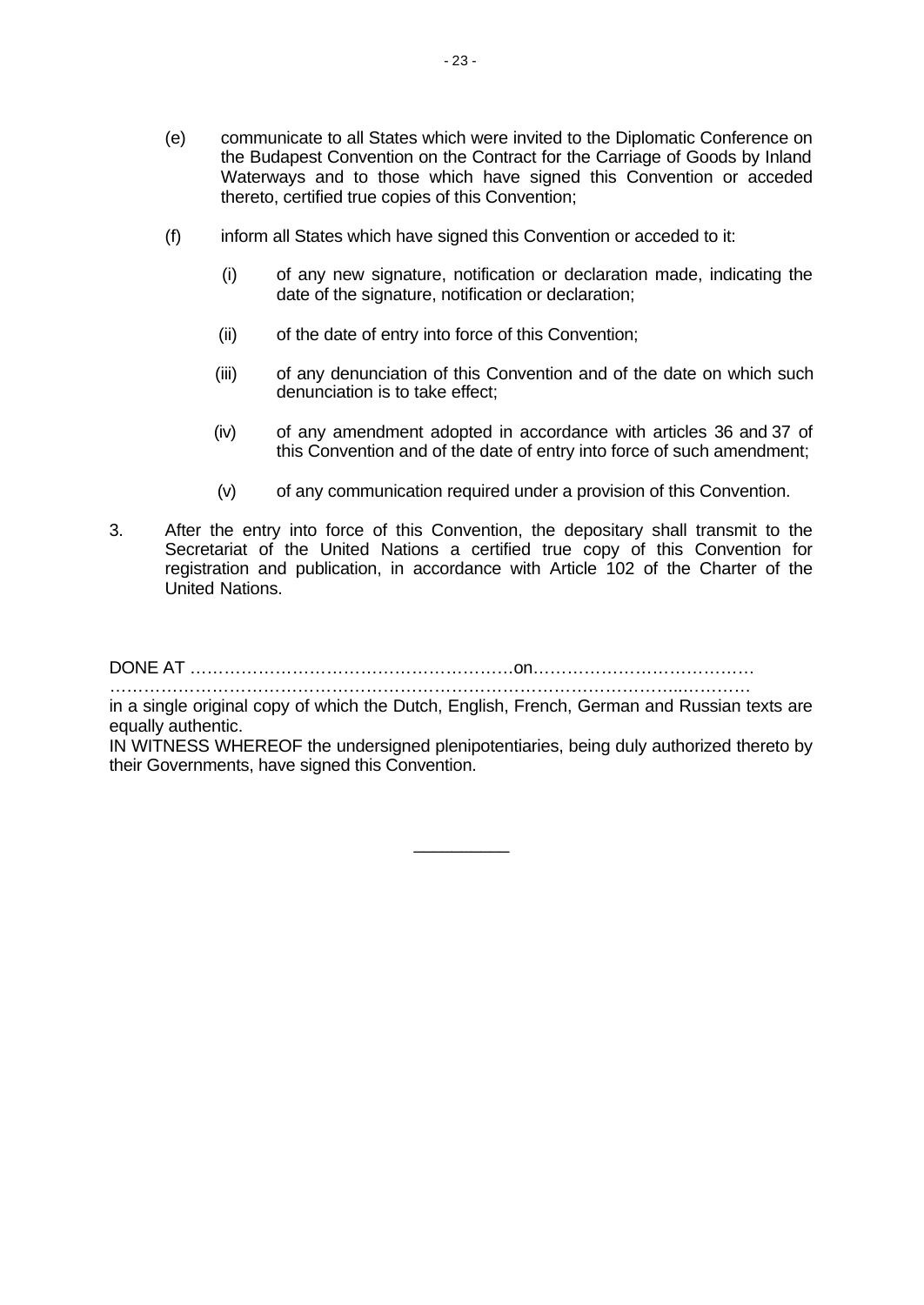(e) communicate to all States which were invited to the Diplomatic Conference on the Budapest Convention on the Contract for the Carriage of Goods by Inland Waterways and to those which have signed this Convention or acceded thereto, certified true copies of this Convention;

(f) inform all States which have signed this Convention or acceded to it:

   (i) of any new signature, notification or declaration made, indicating the date of the signature, notification or declaration;

   (ii) of the date of entry into force of this Convention;

   (iii) of any denunciation of this Convention and of the date on which such denunciation is to take effect;

   (iv) of any amendment adopted in accordance with articles 36 and 37 of this Convention and of the date of entry into force of such amendment;

   (v) of any communication required under a provision of this Convention.

3. After the entry into force of this Convention, the depositary shall transmit to the Secretariat of the United Nations a certified true copy of this Convention for registration and publication, in accordance with Article 102 of the Charter of the United Nations.

DONE AT ………………………………………………on…………………………………
……………………………………………………………………………………..…………
in a single original copy of which the Dutch, English, French, German and Russian texts are equally authentic.
IN WITNESS WHEREOF the undersigned plenipotentiaries, being duly authorized thereto by their Governments, have signed this Convention.

__________